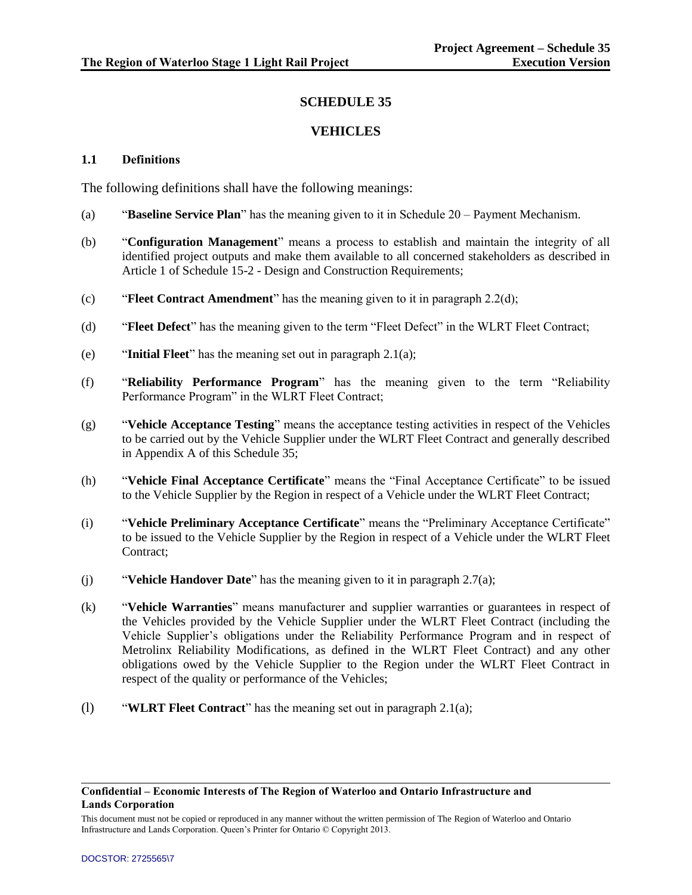# SCHEDULE 35

# VEHICLES

### 1.1 Definitions

The following definitions shall have the following meanings:

(a) "**Baseline Service Plan**" has the meaning given to it in Schedule 20 – Payment Mechanism.

(b) "**Configuration Management**" means a process to establish and maintain the integrity of all identified project outputs and make them available to all concerned stakeholders as described in Article 1 of Schedule 15-2 - Design and Construction Requirements;

(c) "**Fleet Contract Amendment**" has the meaning given to it in paragraph 2.2(d);

(d) "**Fleet Defect**" has the meaning given to the term "Fleet Defect" in the WLRT Fleet Contract;

(e) "**Initial Fleet**" has the meaning set out in paragraph 2.1(a);

(f) "**Reliability Performance Program**" has the meaning given to the term "Reliability Performance Program" in the WLRT Fleet Contract;

(g) "**Vehicle Acceptance Testing**" means the acceptance testing activities in respect of the Vehicles to be carried out by the Vehicle Supplier under the WLRT Fleet Contract and generally described in Appendix A of this Schedule 35;

(h) "**Vehicle Final Acceptance Certificate**" means the "Final Acceptance Certificate" to be issued to the Vehicle Supplier by the Region in respect of a Vehicle under the WLRT Fleet Contract;

(i) "**Vehicle Preliminary Acceptance Certificate**" means the "Preliminary Acceptance Certificate" to be issued to the Vehicle Supplier by the Region in respect of a Vehicle under the WLRT Fleet Contract;

(j) "**Vehicle Handover Date**" has the meaning given to it in paragraph 2.7(a);

(k) "**Vehicle Warranties**" means manufacturer and supplier warranties or guarantees in respect of the Vehicles provided by the Vehicle Supplier under the WLRT Fleet Contract (including the Vehicle Supplier's obligations under the Reliability Performance Program and in respect of Metrolinx Reliability Modifications, as defined in the WLRT Fleet Contract) and any other obligations owed by the Vehicle Supplier to the Region under the WLRT Fleet Contract in respect of the quality or performance of the Vehicles;

(l) "**WLRT Fleet Contract**" has the meaning set out in paragraph 2.1(a);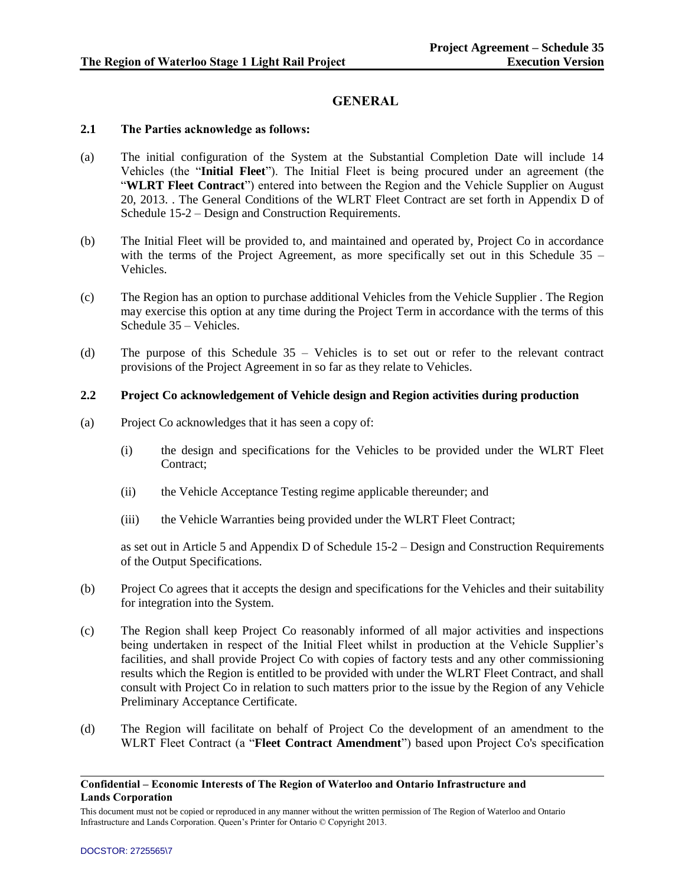## GENERAL

**2.1 The Parties acknowledge as follows:**

(a) The initial configuration of the System at the Substantial Completion Date will include 14 Vehicles (the "**Initial Fleet**"). The Initial Fleet is being procured under an agreement (the "**WLRT Fleet Contract**") entered into between the Region and the Vehicle Supplier on August 20, 2013. . The General Conditions of the WLRT Fleet Contract are set forth in Appendix D of Schedule 15-2 – Design and Construction Requirements.

(b) The Initial Fleet will be provided to, and maintained and operated by, Project Co in accordance with the terms of the Project Agreement, as more specifically set out in this Schedule 35 – Vehicles.

(c) The Region has an option to purchase additional Vehicles from the Vehicle Supplier . The Region may exercise this option at any time during the Project Term in accordance with the terms of this Schedule 35 – Vehicles.

(d) The purpose of this Schedule 35 – Vehicles is to set out or refer to the relevant contract provisions of the Project Agreement in so far as they relate to Vehicles.

**2.2 Project Co acknowledgement of Vehicle design and Region activities during production**

(a) Project Co acknowledges that it has seen a copy of:

(i) the design and specifications for the Vehicles to be provided under the WLRT Fleet Contract;

(ii) the Vehicle Acceptance Testing regime applicable thereunder; and

(iii) the Vehicle Warranties being provided under the WLRT Fleet Contract;

as set out in Article 5 and Appendix D of Schedule 15-2 – Design and Construction Requirements of the Output Specifications.

(b) Project Co agrees that it accepts the design and specifications for the Vehicles and their suitability for integration into the System.

(c) The Region shall keep Project Co reasonably informed of all major activities and inspections being undertaken in respect of the Initial Fleet whilst in production at the Vehicle Supplier's facilities, and shall provide Project Co with copies of factory tests and any other commissioning results which the Region is entitled to be provided with under the WLRT Fleet Contract, and shall consult with Project Co in relation to such matters prior to the issue by the Region of any Vehicle Preliminary Acceptance Certificate.

(d) The Region will facilitate on behalf of Project Co the development of an amendment to the WLRT Fleet Contract (a "**Fleet Contract Amendment**") based upon Project Co's specification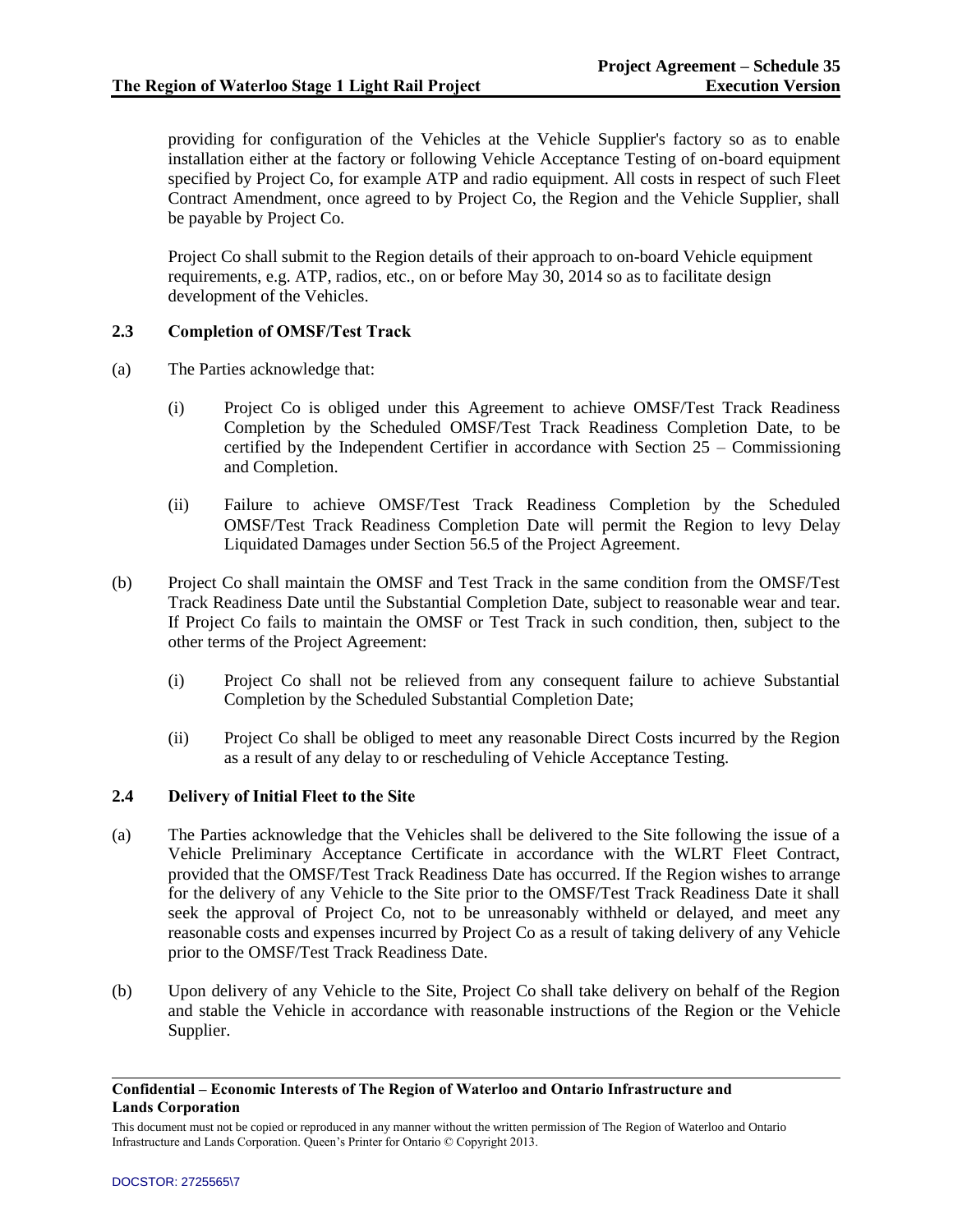providing for configuration of the Vehicles at the Vehicle Supplier's factory so as to enable installation either at the factory or following Vehicle Acceptance Testing of on-board equipment specified by Project Co, for example ATP and radio equipment. All costs in respect of such Fleet Contract Amendment, once agreed to by Project Co, the Region and the Vehicle Supplier, shall be payable by Project Co.

Project Co shall submit to the Region details of their approach to on-board Vehicle equipment requirements, e.g. ATP, radios, etc., on or before May 30, 2014 so as to facilitate design development of the Vehicles.

### 2.3 Completion of OMSF/Test Track

(a) The Parties acknowledge that:

(i) Project Co is obliged under this Agreement to achieve OMSF/Test Track Readiness Completion by the Scheduled OMSF/Test Track Readiness Completion Date, to be certified by the Independent Certifier in accordance with Section 25 – Commissioning and Completion.

(ii) Failure to achieve OMSF/Test Track Readiness Completion by the Scheduled OMSF/Test Track Readiness Completion Date will permit the Region to levy Delay Liquidated Damages under Section 56.5 of the Project Agreement.

(b) Project Co shall maintain the OMSF and Test Track in the same condition from the OMSF/Test Track Readiness Date until the Substantial Completion Date, subject to reasonable wear and tear. If Project Co fails to maintain the OMSF or Test Track in such condition, then, subject to the other terms of the Project Agreement:

(i) Project Co shall not be relieved from any consequent failure to achieve Substantial Completion by the Scheduled Substantial Completion Date;

(ii) Project Co shall be obliged to meet any reasonable Direct Costs incurred by the Region as a result of any delay to or rescheduling of Vehicle Acceptance Testing.

### 2.4 Delivery of Initial Fleet to the Site

(a) The Parties acknowledge that the Vehicles shall be delivered to the Site following the issue of a Vehicle Preliminary Acceptance Certificate in accordance with the WLRT Fleet Contract, provided that the OMSF/Test Track Readiness Date has occurred. If the Region wishes to arrange for the delivery of any Vehicle to the Site prior to the OMSF/Test Track Readiness Date it shall seek the approval of Project Co, not to be unreasonably withheld or delayed, and meet any reasonable costs and expenses incurred by Project Co as a result of taking delivery of any Vehicle prior to the OMSF/Test Track Readiness Date.

(b) Upon delivery of any Vehicle to the Site, Project Co shall take delivery on behalf of the Region and stable the Vehicle in accordance with reasonable instructions of the Region or the Vehicle Supplier.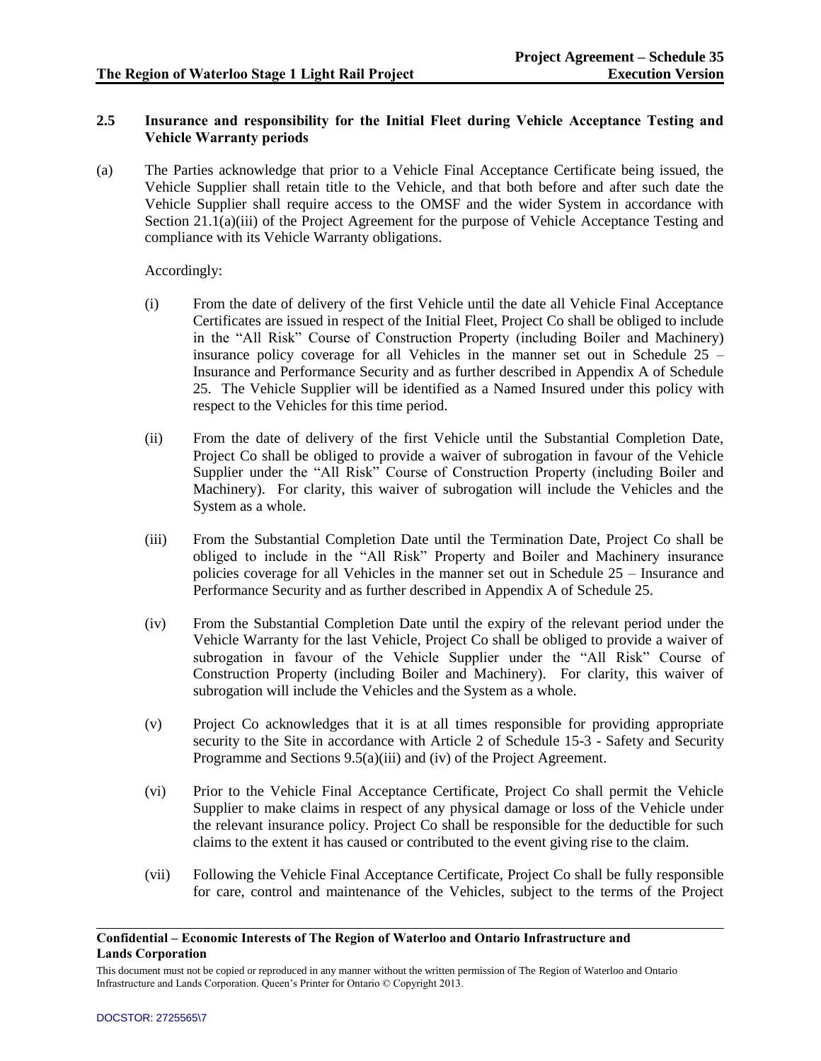### 2.5 Insurance and responsibility for the Initial Fleet during Vehicle Acceptance Testing and Vehicle Warranty periods

(a) The Parties acknowledge that prior to a Vehicle Final Acceptance Certificate being issued, the Vehicle Supplier shall retain title to the Vehicle, and that both before and after such date the Vehicle Supplier shall require access to the OMSF and the wider System in accordance with Section 21.1(a)(iii) of the Project Agreement for the purpose of Vehicle Acceptance Testing and compliance with its Vehicle Warranty obligations.

Accordingly:

(i) From the date of delivery of the first Vehicle until the date all Vehicle Final Acceptance Certificates are issued in respect of the Initial Fleet, Project Co shall be obliged to include in the "All Risk" Course of Construction Property (including Boiler and Machinery) insurance policy coverage for all Vehicles in the manner set out in Schedule 25 – Insurance and Performance Security and as further described in Appendix A of Schedule 25. The Vehicle Supplier will be identified as a Named Insured under this policy with respect to the Vehicles for this time period.

(ii) From the date of delivery of the first Vehicle until the Substantial Completion Date, Project Co shall be obliged to provide a waiver of subrogation in favour of the Vehicle Supplier under the "All Risk" Course of Construction Property (including Boiler and Machinery). For clarity, this waiver of subrogation will include the Vehicles and the System as a whole.

(iii) From the Substantial Completion Date until the Termination Date, Project Co shall be obliged to include in the "All Risk" Property and Boiler and Machinery insurance policies coverage for all Vehicles in the manner set out in Schedule 25 – Insurance and Performance Security and as further described in Appendix A of Schedule 25.

(iv) From the Substantial Completion Date until the expiry of the relevant period under the Vehicle Warranty for the last Vehicle, Project Co shall be obliged to provide a waiver of subrogation in favour of the Vehicle Supplier under the "All Risk" Course of Construction Property (including Boiler and Machinery). For clarity, this waiver of subrogation will include the Vehicles and the System as a whole.

(v) Project Co acknowledges that it is at all times responsible for providing appropriate security to the Site in accordance with Article 2 of Schedule 15-3 - Safety and Security Programme and Sections 9.5(a)(iii) and (iv) of the Project Agreement.

(vi) Prior to the Vehicle Final Acceptance Certificate, Project Co shall permit the Vehicle Supplier to make claims in respect of any physical damage or loss of the Vehicle under the relevant insurance policy. Project Co shall be responsible for the deductible for such claims to the extent it has caused or contributed to the event giving rise to the claim.

(vii) Following the Vehicle Final Acceptance Certificate, Project Co shall be fully responsible for care, control and maintenance of the Vehicles, subject to the terms of the Project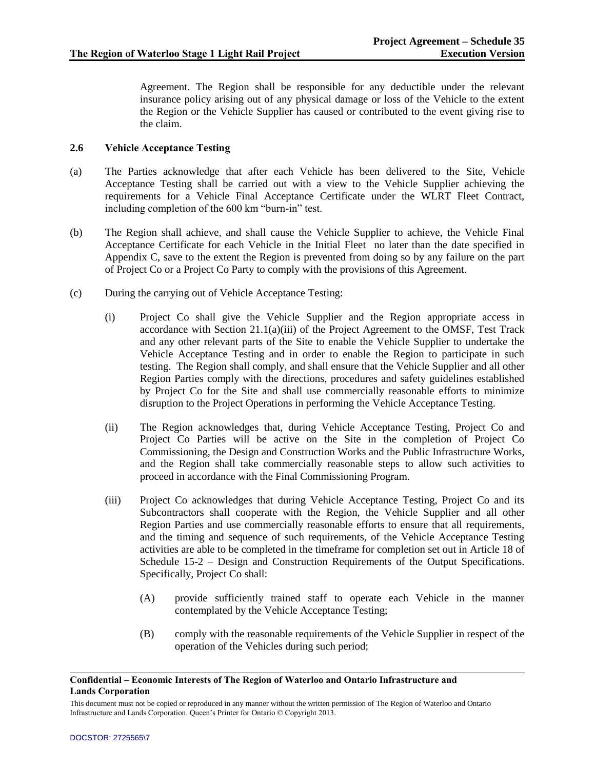Agreement. The Region shall be responsible for any deductible under the relevant insurance policy arising out of any physical damage or loss of the Vehicle to the extent the Region or the Vehicle Supplier has caused or contributed to the event giving rise to the claim.

### 2.6 Vehicle Acceptance Testing

(a) The Parties acknowledge that after each Vehicle has been delivered to the Site, Vehicle Acceptance Testing shall be carried out with a view to the Vehicle Supplier achieving the requirements for a Vehicle Final Acceptance Certificate under the WLRT Fleet Contract, including completion of the 600 km "burn-in" test.

(b) The Region shall achieve, and shall cause the Vehicle Supplier to achieve, the Vehicle Final Acceptance Certificate for each Vehicle in the Initial Fleet no later than the date specified in Appendix C, save to the extent the Region is prevented from doing so by any failure on the part of Project Co or a Project Co Party to comply with the provisions of this Agreement.

(c) During the carrying out of Vehicle Acceptance Testing:

(i) Project Co shall give the Vehicle Supplier and the Region appropriate access in accordance with Section 21.1(a)(iii) of the Project Agreement to the OMSF, Test Track and any other relevant parts of the Site to enable the Vehicle Supplier to undertake the Vehicle Acceptance Testing and in order to enable the Region to participate in such testing. The Region shall comply, and shall ensure that the Vehicle Supplier and all other Region Parties comply with the directions, procedures and safety guidelines established by Project Co for the Site and shall use commercially reasonable efforts to minimize disruption to the Project Operations in performing the Vehicle Acceptance Testing.

(ii) The Region acknowledges that, during Vehicle Acceptance Testing, Project Co and Project Co Parties will be active on the Site in the completion of Project Co Commissioning, the Design and Construction Works and the Public Infrastructure Works, and the Region shall take commercially reasonable steps to allow such activities to proceed in accordance with the Final Commissioning Program.

(iii) Project Co acknowledges that during Vehicle Acceptance Testing, Project Co and its Subcontractors shall cooperate with the Region, the Vehicle Supplier and all other Region Parties and use commercially reasonable efforts to ensure that all requirements, and the timing and sequence of such requirements, of the Vehicle Acceptance Testing activities are able to be completed in the timeframe for completion set out in Article 18 of Schedule 15-2 – Design and Construction Requirements of the Output Specifications. Specifically, Project Co shall:

(A) provide sufficiently trained staff to operate each Vehicle in the manner contemplated by the Vehicle Acceptance Testing;

(B) comply with the reasonable requirements of the Vehicle Supplier in respect of the operation of the Vehicles during such period;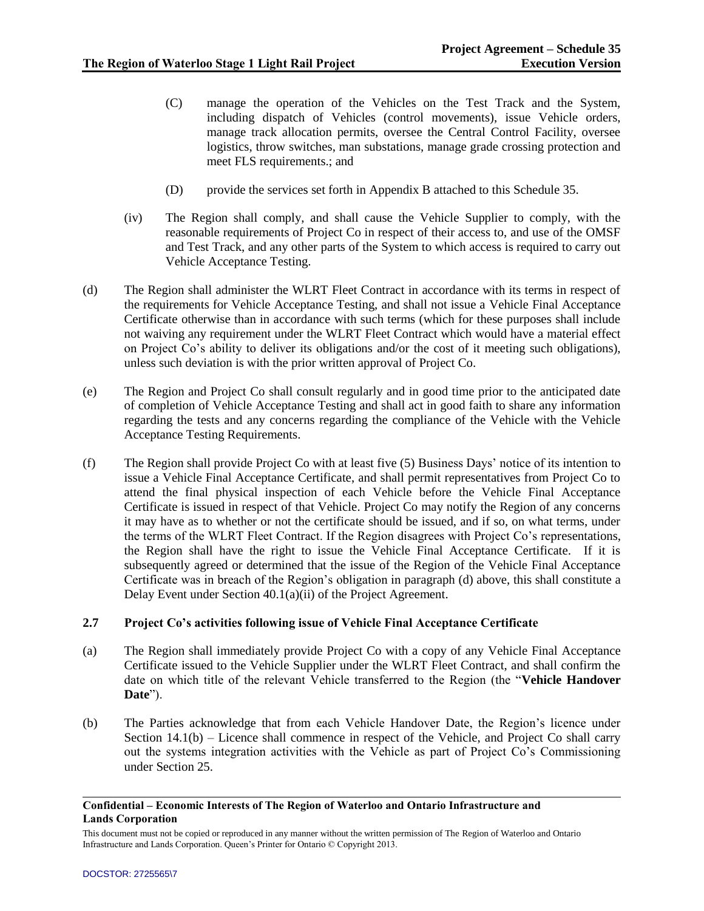(C) manage the operation of the Vehicles on the Test Track and the System, including dispatch of Vehicles (control movements), issue Vehicle orders, manage track allocation permits, oversee the Central Control Facility, oversee logistics, throw switches, man substations, manage grade crossing protection and meet FLS requirements.; and

(D) provide the services set forth in Appendix B attached to this Schedule 35.

(iv) The Region shall comply, and shall cause the Vehicle Supplier to comply, with the reasonable requirements of Project Co in respect of their access to, and use of the OMSF and Test Track, and any other parts of the System to which access is required to carry out Vehicle Acceptance Testing.

(d) The Region shall administer the WLRT Fleet Contract in accordance with its terms in respect of the requirements for Vehicle Acceptance Testing, and shall not issue a Vehicle Final Acceptance Certificate otherwise than in accordance with such terms (which for these purposes shall include not waiving any requirement under the WLRT Fleet Contract which would have a material effect on Project Co's ability to deliver its obligations and/or the cost of it meeting such obligations), unless such deviation is with the prior written approval of Project Co.

(e) The Region and Project Co shall consult regularly and in good time prior to the anticipated date of completion of Vehicle Acceptance Testing and shall act in good faith to share any information regarding the tests and any concerns regarding the compliance of the Vehicle with the Vehicle Acceptance Testing Requirements.

(f) The Region shall provide Project Co with at least five (5) Business Days' notice of its intention to issue a Vehicle Final Acceptance Certificate, and shall permit representatives from Project Co to attend the final physical inspection of each Vehicle before the Vehicle Final Acceptance Certificate is issued in respect of that Vehicle. Project Co may notify the Region of any concerns it may have as to whether or not the certificate should be issued, and if so, on what terms, under the terms of the WLRT Fleet Contract. If the Region disagrees with Project Co's representations, the Region shall have the right to issue the Vehicle Final Acceptance Certificate. If it is subsequently agreed or determined that the issue of the Region of the Vehicle Final Acceptance Certificate was in breach of the Region's obligation in paragraph (d) above, this shall constitute a Delay Event under Section 40.1(a)(ii) of the Project Agreement.

### 2.7 Project Co's activities following issue of Vehicle Final Acceptance Certificate

(a) The Region shall immediately provide Project Co with a copy of any Vehicle Final Acceptance Certificate issued to the Vehicle Supplier under the WLRT Fleet Contract, and shall confirm the date on which title of the relevant Vehicle transferred to the Region (the "**Vehicle Handover Date**").

(b) The Parties acknowledge that from each Vehicle Handover Date, the Region's licence under Section 14.1(b) – Licence shall commence in respect of the Vehicle, and Project Co shall carry out the systems integration activities with the Vehicle as part of Project Co's Commissioning under Section 25.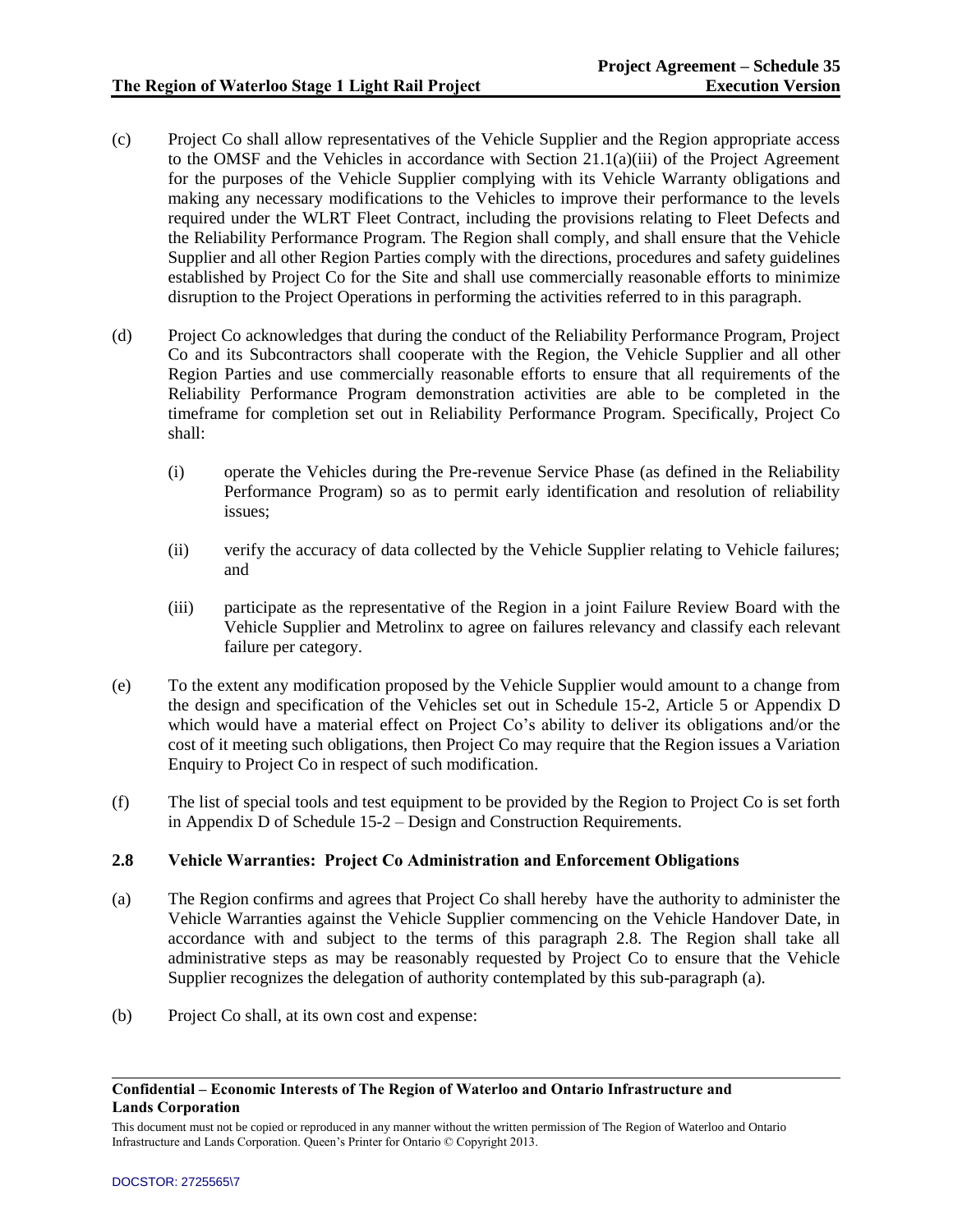(c) Project Co shall allow representatives of the Vehicle Supplier and the Region appropriate access to the OMSF and the Vehicles in accordance with Section 21.1(a)(iii) of the Project Agreement for the purposes of the Vehicle Supplier complying with its Vehicle Warranty obligations and making any necessary modifications to the Vehicles to improve their performance to the levels required under the WLRT Fleet Contract, including the provisions relating to Fleet Defects and the Reliability Performance Program. The Region shall comply, and shall ensure that the Vehicle Supplier and all other Region Parties comply with the directions, procedures and safety guidelines established by Project Co for the Site and shall use commercially reasonable efforts to minimize disruption to the Project Operations in performing the activities referred to in this paragraph.

(d) Project Co acknowledges that during the conduct of the Reliability Performance Program, Project Co and its Subcontractors shall cooperate with the Region, the Vehicle Supplier and all other Region Parties and use commercially reasonable efforts to ensure that all requirements of the Reliability Performance Program demonstration activities are able to be completed in the timeframe for completion set out in Reliability Performance Program. Specifically, Project Co shall:

    (i) operate the Vehicles during the Pre-revenue Service Phase (as defined in the Reliability Performance Program) so as to permit early identification and resolution of reliability issues;

    (ii) verify the accuracy of data collected by the Vehicle Supplier relating to Vehicle failures; and

    (iii) participate as the representative of the Region in a joint Failure Review Board with the Vehicle Supplier and Metrolinx to agree on failures relevancy and classify each relevant failure per category.

(e) To the extent any modification proposed by the Vehicle Supplier would amount to a change from the design and specification of the Vehicles set out in Schedule 15-2, Article 5 or Appendix D which would have a material effect on Project Co's ability to deliver its obligations and/or the cost of it meeting such obligations, then Project Co may require that the Region issues a Variation Enquiry to Project Co in respect of such modification.

(f) The list of special tools and test equipment to be provided by the Region to Project Co is set forth in Appendix D of Schedule 15-2 – Design and Construction Requirements.

### 2.8 Vehicle Warranties: Project Co Administration and Enforcement Obligations

(a) The Region confirms and agrees that Project Co shall hereby have the authority to administer the Vehicle Warranties against the Vehicle Supplier commencing on the Vehicle Handover Date, in accordance with and subject to the terms of this paragraph 2.8. The Region shall take all administrative steps as may be reasonably requested by Project Co to ensure that the Vehicle Supplier recognizes the delegation of authority contemplated by this sub-paragraph (a).

(b) Project Co shall, at its own cost and expense: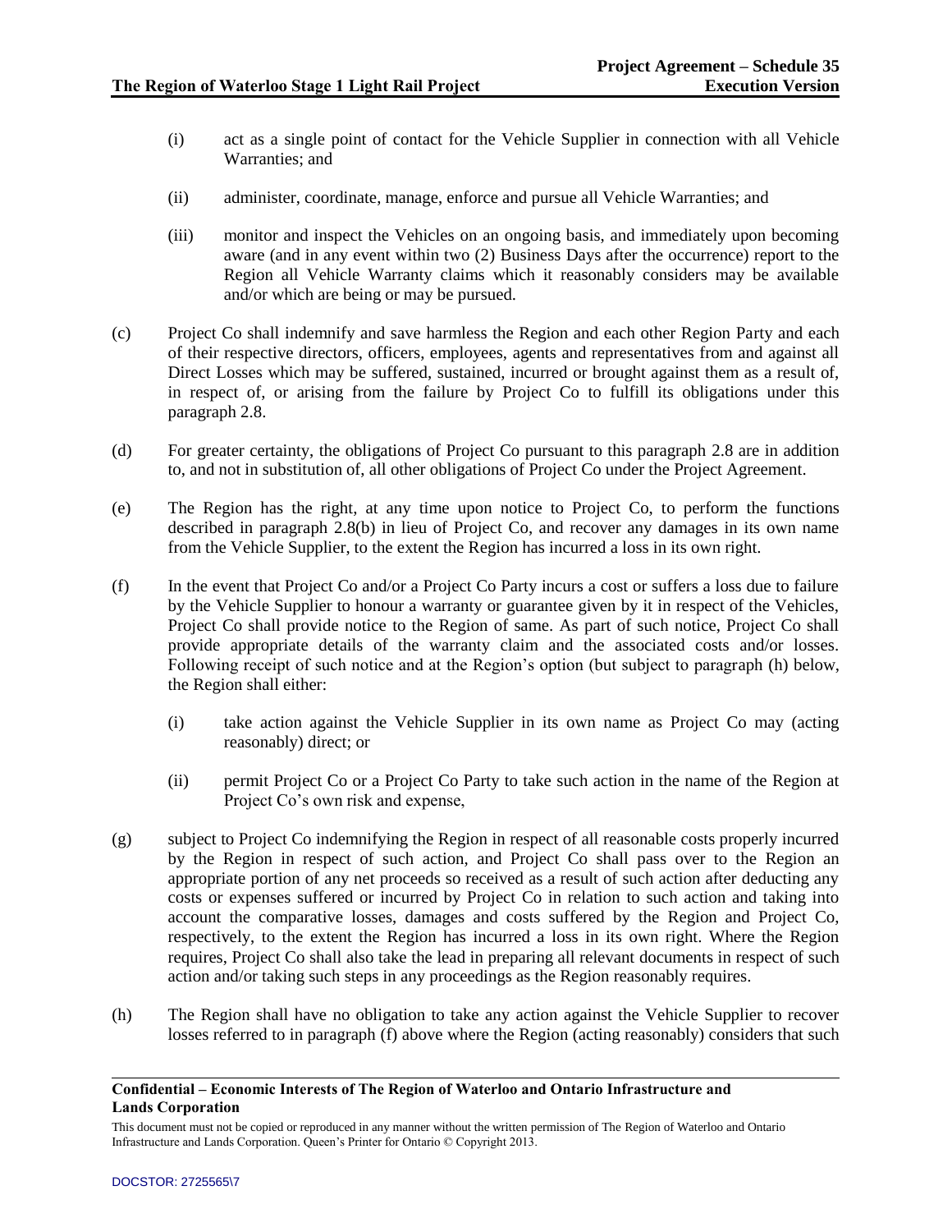(i) act as a single point of contact for the Vehicle Supplier in connection with all Vehicle Warranties; and

(ii) administer, coordinate, manage, enforce and pursue all Vehicle Warranties; and

(iii) monitor and inspect the Vehicles on an ongoing basis, and immediately upon becoming aware (and in any event within two (2) Business Days after the occurrence) report to the Region all Vehicle Warranty claims which it reasonably considers may be available and/or which are being or may be pursued.

(c) Project Co shall indemnify and save harmless the Region and each other Region Party and each of their respective directors, officers, employees, agents and representatives from and against all Direct Losses which may be suffered, sustained, incurred or brought against them as a result of, in respect of, or arising from the failure by Project Co to fulfill its obligations under this paragraph 2.8.

(d) For greater certainty, the obligations of Project Co pursuant to this paragraph 2.8 are in addition to, and not in substitution of, all other obligations of Project Co under the Project Agreement.

(e) The Region has the right, at any time upon notice to Project Co, to perform the functions described in paragraph 2.8(b) in lieu of Project Co, and recover any damages in its own name from the Vehicle Supplier, to the extent the Region has incurred a loss in its own right.

(f) In the event that Project Co and/or a Project Co Party incurs a cost or suffers a loss due to failure by the Vehicle Supplier to honour a warranty or guarantee given by it in respect of the Vehicles, Project Co shall provide notice to the Region of same. As part of such notice, Project Co shall provide appropriate details of the warranty claim and the associated costs and/or losses. Following receipt of such notice and at the Region's option (but subject to paragraph (h) below, the Region shall either:

(i) take action against the Vehicle Supplier in its own name as Project Co may (acting reasonably) direct; or

(ii) permit Project Co or a Project Co Party to take such action in the name of the Region at Project Co's own risk and expense,

(g) subject to Project Co indemnifying the Region in respect of all reasonable costs properly incurred by the Region in respect of such action, and Project Co shall pass over to the Region an appropriate portion of any net proceeds so received as a result of such action after deducting any costs or expenses suffered or incurred by Project Co in relation to such action and taking into account the comparative losses, damages and costs suffered by the Region and Project Co, respectively, to the extent the Region has incurred a loss in its own right. Where the Region requires, Project Co shall also take the lead in preparing all relevant documents in respect of such action and/or taking such steps in any proceedings as the Region reasonably requires.

(h) The Region shall have no obligation to take any action against the Vehicle Supplier to recover losses referred to in paragraph (f) above where the Region (acting reasonably) considers that such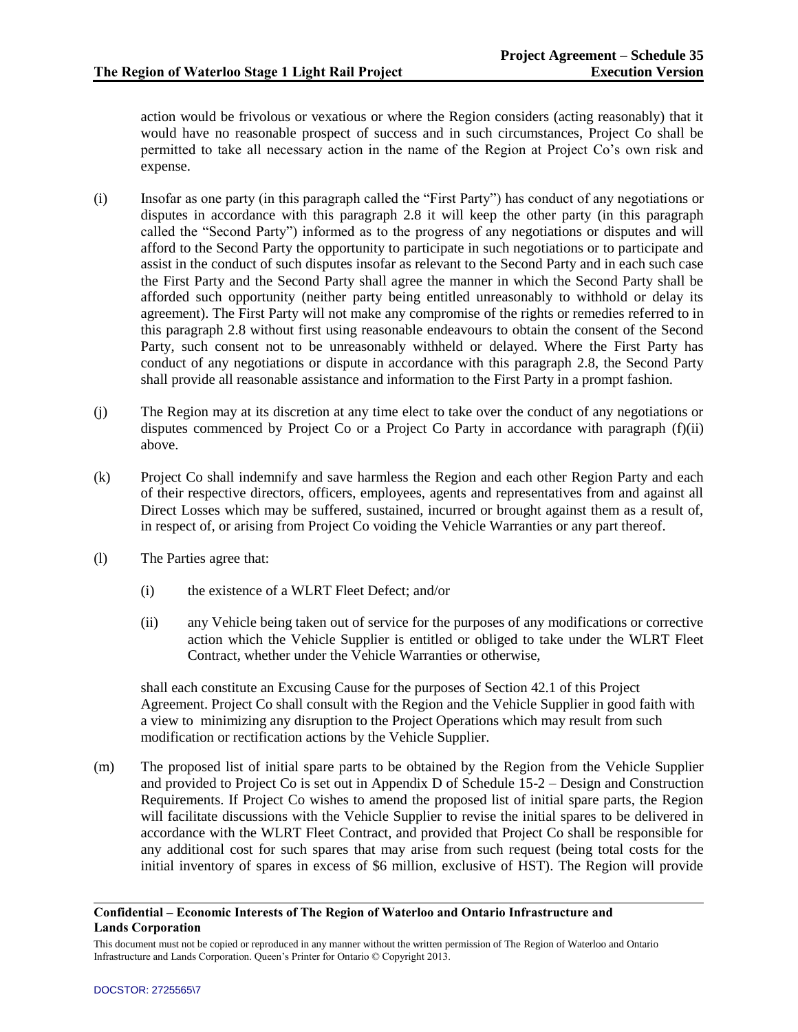action would be frivolous or vexatious or where the Region considers (acting reasonably) that it would have no reasonable prospect of success and in such circumstances, Project Co shall be permitted to take all necessary action in the name of the Region at Project Co's own risk and expense.

(i) Insofar as one party (in this paragraph called the "First Party") has conduct of any negotiations or disputes in accordance with this paragraph 2.8 it will keep the other party (in this paragraph called the "Second Party") informed as to the progress of any negotiations or disputes and will afford to the Second Party the opportunity to participate in such negotiations or to participate and assist in the conduct of such disputes insofar as relevant to the Second Party and in each such case the First Party and the Second Party shall agree the manner in which the Second Party shall be afforded such opportunity (neither party being entitled unreasonably to withhold or delay its agreement). The First Party will not make any compromise of the rights or remedies referred to in this paragraph 2.8 without first using reasonable endeavours to obtain the consent of the Second Party, such consent not to be unreasonably withheld or delayed. Where the First Party has conduct of any negotiations or dispute in accordance with this paragraph 2.8, the Second Party shall provide all reasonable assistance and information to the First Party in a prompt fashion.

(j) The Region may at its discretion at any time elect to take over the conduct of any negotiations or disputes commenced by Project Co or a Project Co Party in accordance with paragraph (f)(ii) above.

(k) Project Co shall indemnify and save harmless the Region and each other Region Party and each of their respective directors, officers, employees, agents and representatives from and against all Direct Losses which may be suffered, sustained, incurred or brought against them as a result of, in respect of, or arising from Project Co voiding the Vehicle Warranties or any part thereof.

(l) The Parties agree that:

   (i) the existence of a WLRT Fleet Defect; and/or

   (ii) any Vehicle being taken out of service for the purposes of any modifications or corrective action which the Vehicle Supplier is entitled or obliged to take under the WLRT Fleet Contract, whether under the Vehicle Warranties or otherwise,

   shall each constitute an Excusing Cause for the purposes of Section 42.1 of this Project Agreement. Project Co shall consult with the Region and the Vehicle Supplier in good faith with a view to minimizing any disruption to the Project Operations which may result from such modification or rectification actions by the Vehicle Supplier.

(m) The proposed list of initial spare parts to be obtained by the Region from the Vehicle Supplier and provided to Project Co is set out in Appendix D of Schedule 15-2 – Design and Construction Requirements. If Project Co wishes to amend the proposed list of initial spare parts, the Region will facilitate discussions with the Vehicle Supplier to revise the initial spares to be delivered in accordance with the WLRT Fleet Contract, and provided that Project Co shall be responsible for any additional cost for such spares that may arise from such request (being total costs for the initial inventory of spares in excess of $6 million, exclusive of HST). The Region will provide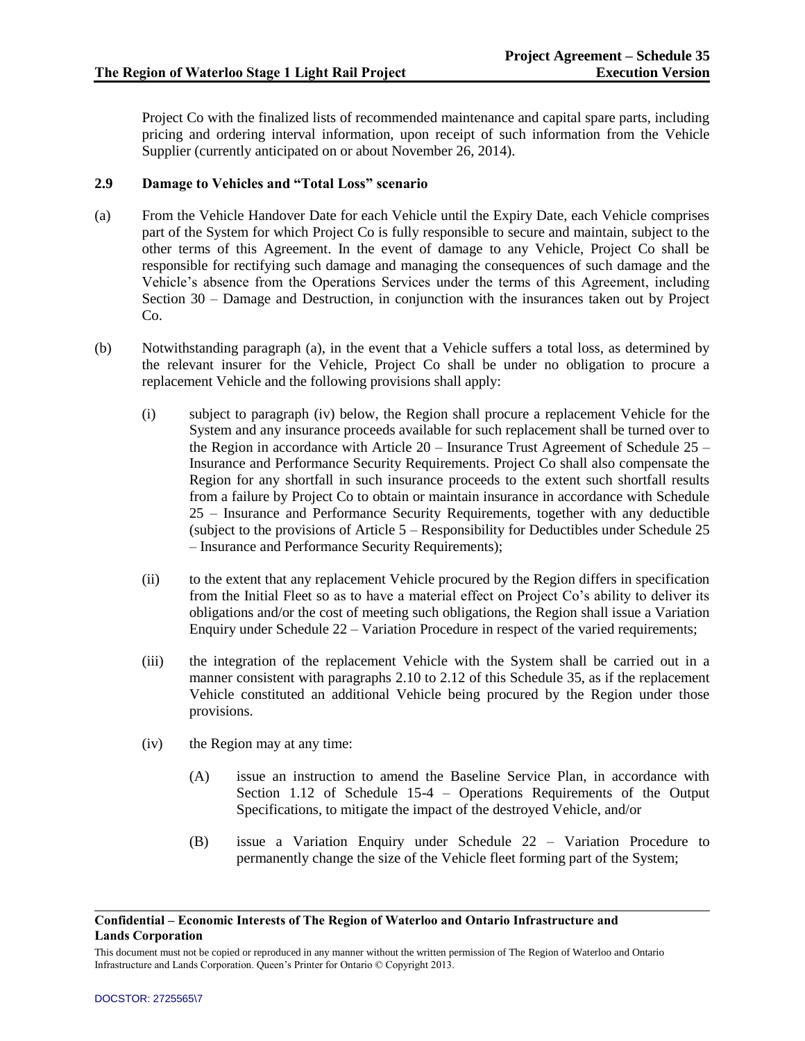Project Co with the finalized lists of recommended maintenance and capital spare parts, including pricing and ordering interval information, upon receipt of such information from the Vehicle Supplier (currently anticipated on or about November 26, 2014).

### 2.9 Damage to Vehicles and "Total Loss" scenario

(a) From the Vehicle Handover Date for each Vehicle until the Expiry Date, each Vehicle comprises part of the System for which Project Co is fully responsible to secure and maintain, subject to the other terms of this Agreement. In the event of damage to any Vehicle, Project Co shall be responsible for rectifying such damage and managing the consequences of such damage and the Vehicle's absence from the Operations Services under the terms of this Agreement, including Section 30 – Damage and Destruction, in conjunction with the insurances taken out by Project Co.

(b) Notwithstanding paragraph (a), in the event that a Vehicle suffers a total loss, as determined by the relevant insurer for the Vehicle, Project Co shall be under no obligation to procure a replacement Vehicle and the following provisions shall apply:

(i) subject to paragraph (iv) below, the Region shall procure a replacement Vehicle for the System and any insurance proceeds available for such replacement shall be turned over to the Region in accordance with Article 20 – Insurance Trust Agreement of Schedule 25 – Insurance and Performance Security Requirements. Project Co shall also compensate the Region for any shortfall in such insurance proceeds to the extent such shortfall results from a failure by Project Co to obtain or maintain insurance in accordance with Schedule 25 – Insurance and Performance Security Requirements, together with any deductible (subject to the provisions of Article 5 – Responsibility for Deductibles under Schedule 25 – Insurance and Performance Security Requirements);

(ii) to the extent that any replacement Vehicle procured by the Region differs in specification from the Initial Fleet so as to have a material effect on Project Co's ability to deliver its obligations and/or the cost of meeting such obligations, the Region shall issue a Variation Enquiry under Schedule 22 – Variation Procedure in respect of the varied requirements;

(iii) the integration of the replacement Vehicle with the System shall be carried out in a manner consistent with paragraphs 2.10 to 2.12 of this Schedule 35, as if the replacement Vehicle constituted an additional Vehicle being procured by the Region under those provisions.

(iv) the Region may at any time:

(A) issue an instruction to amend the Baseline Service Plan, in accordance with Section 1.12 of Schedule 15-4 – Operations Requirements of the Output Specifications, to mitigate the impact of the destroyed Vehicle, and/or

(B) issue a Variation Enquiry under Schedule 22 – Variation Procedure to permanently change the size of the Vehicle fleet forming part of the System;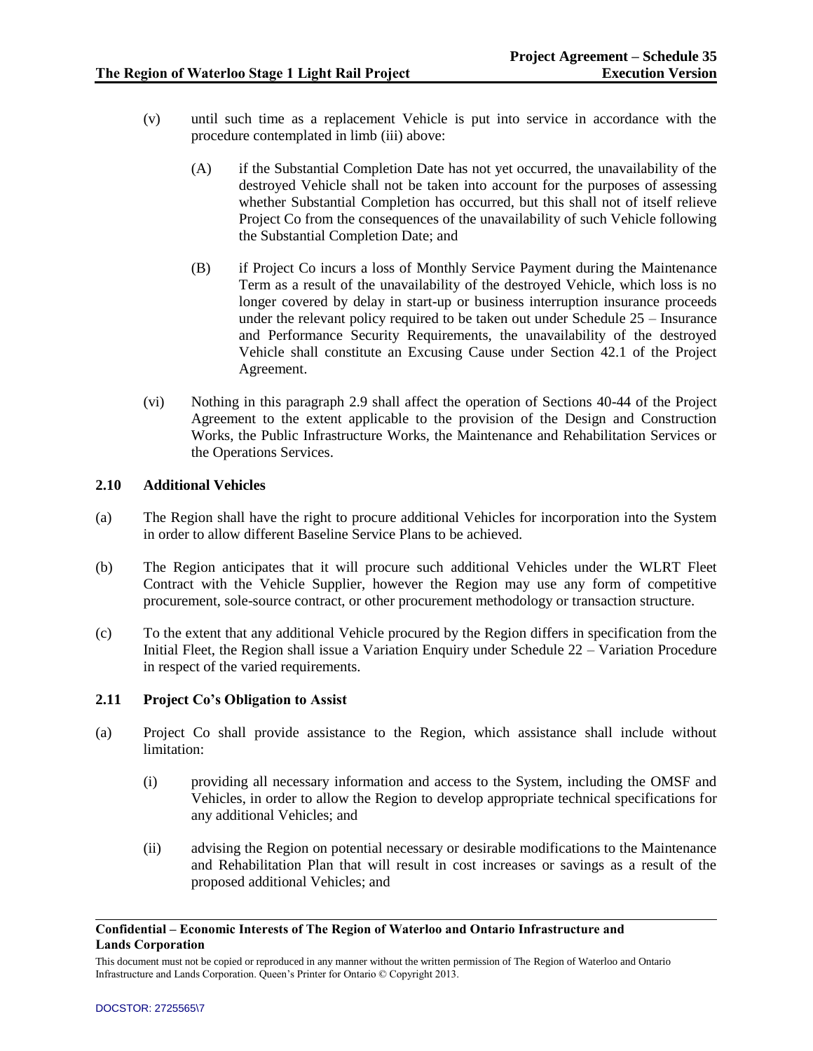(v) until such time as a replacement Vehicle is put into service in accordance with the procedure contemplated in limb (iii) above:

(A) if the Substantial Completion Date has not yet occurred, the unavailability of the destroyed Vehicle shall not be taken into account for the purposes of assessing whether Substantial Completion has occurred, but this shall not of itself relieve Project Co from the consequences of the unavailability of such Vehicle following the Substantial Completion Date; and

(B) if Project Co incurs a loss of Monthly Service Payment during the Maintenance Term as a result of the unavailability of the destroyed Vehicle, which loss is no longer covered by delay in start-up or business interruption insurance proceeds under the relevant policy required to be taken out under Schedule 25 – Insurance and Performance Security Requirements, the unavailability of the destroyed Vehicle shall constitute an Excusing Cause under Section 42.1 of the Project Agreement.

(vi) Nothing in this paragraph 2.9 shall affect the operation of Sections 40-44 of the Project Agreement to the extent applicable to the provision of the Design and Construction Works, the Public Infrastructure Works, the Maintenance and Rehabilitation Services or the Operations Services.

## 2.10 Additional Vehicles

(a) The Region shall have the right to procure additional Vehicles for incorporation into the System in order to allow different Baseline Service Plans to be achieved.

(b) The Region anticipates that it will procure such additional Vehicles under the WLRT Fleet Contract with the Vehicle Supplier, however the Region may use any form of competitive procurement, sole-source contract, or other procurement methodology or transaction structure.

(c) To the extent that any additional Vehicle procured by the Region differs in specification from the Initial Fleet, the Region shall issue a Variation Enquiry under Schedule 22 – Variation Procedure in respect of the varied requirements.

## 2.11 Project Co's Obligation to Assist

(a) Project Co shall provide assistance to the Region, which assistance shall include without limitation:

(i) providing all necessary information and access to the System, including the OMSF and Vehicles, in order to allow the Region to develop appropriate technical specifications for any additional Vehicles; and

(ii) advising the Region on potential necessary or desirable modifications to the Maintenance and Rehabilitation Plan that will result in cost increases or savings as a result of the proposed additional Vehicles; and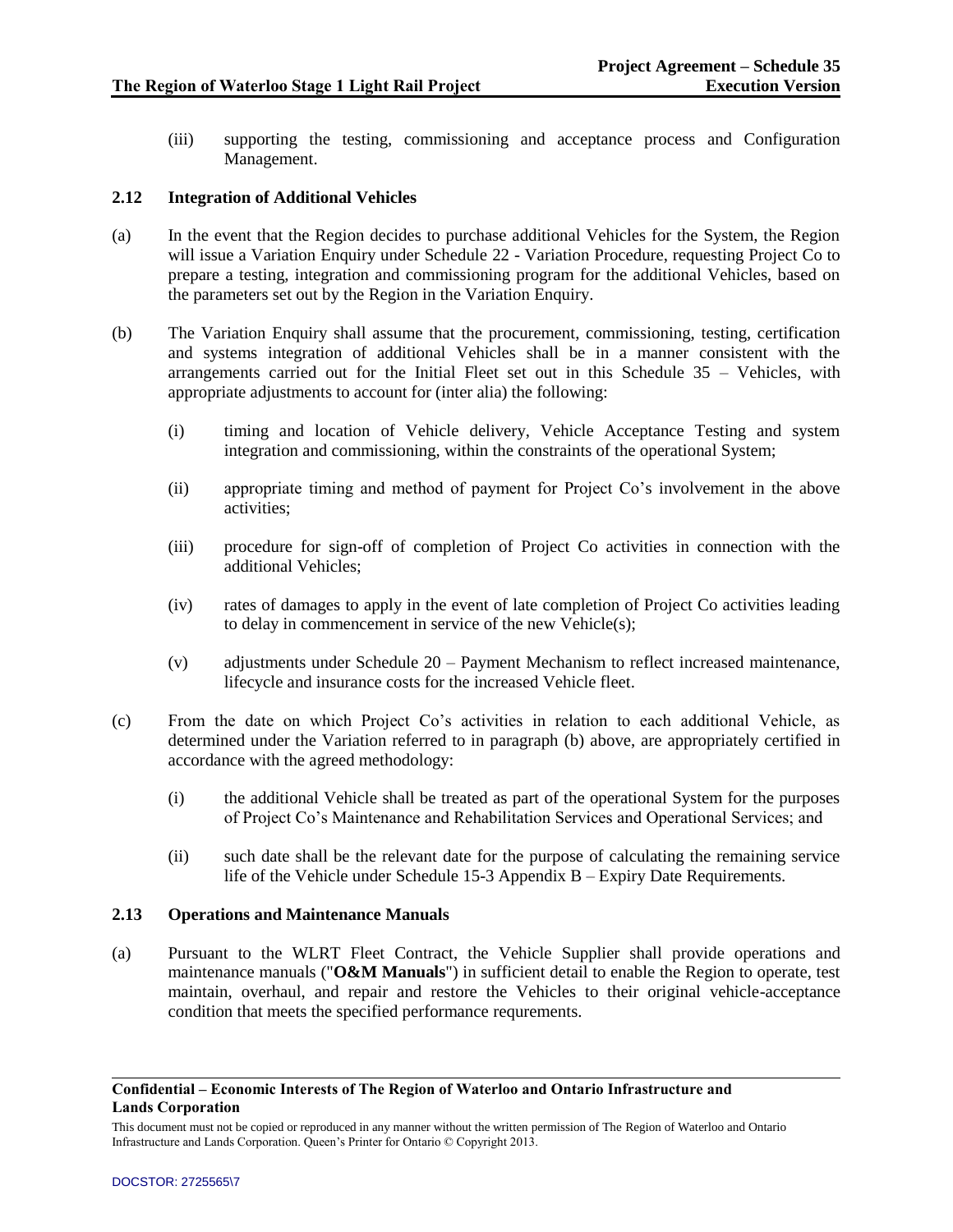(iii) supporting the testing, commissioning and acceptance process and Configuration Management.

### 2.12 Integration of Additional Vehicles

(a) In the event that the Region decides to purchase additional Vehicles for the System, the Region will issue a Variation Enquiry under Schedule 22 - Variation Procedure, requesting Project Co to prepare a testing, integration and commissioning program for the additional Vehicles, based on the parameters set out by the Region in the Variation Enquiry.

(b) The Variation Enquiry shall assume that the procurement, commissioning, testing, certification and systems integration of additional Vehicles shall be in a manner consistent with the arrangements carried out for the Initial Fleet set out in this Schedule 35 – Vehicles, with appropriate adjustments to account for (inter alia) the following:

(i) timing and location of Vehicle delivery, Vehicle Acceptance Testing and system integration and commissioning, within the constraints of the operational System;

(ii) appropriate timing and method of payment for Project Co's involvement in the above activities;

(iii) procedure for sign-off of completion of Project Co activities in connection with the additional Vehicles;

(iv) rates of damages to apply in the event of late completion of Project Co activities leading to delay in commencement in service of the new Vehicle(s);

(v) adjustments under Schedule 20 – Payment Mechanism to reflect increased maintenance, lifecycle and insurance costs for the increased Vehicle fleet.

(c) From the date on which Project Co's activities in relation to each additional Vehicle, as determined under the Variation referred to in paragraph (b) above, are appropriately certified in accordance with the agreed methodology:

(i) the additional Vehicle shall be treated as part of the operational System for the purposes of Project Co's Maintenance and Rehabilitation Services and Operational Services; and

(ii) such date shall be the relevant date for the purpose of calculating the remaining service life of the Vehicle under Schedule 15-3 Appendix B – Expiry Date Requirements.

### 2.13 Operations and Maintenance Manuals

(a) Pursuant to the WLRT Fleet Contract, the Vehicle Supplier shall provide operations and maintenance manuals ("**O&M Manuals**") in sufficient detail to enable the Region to operate, test maintain, overhaul, and repair and restore the Vehicles to their original vehicle-acceptance condition that meets the specified performance requrements.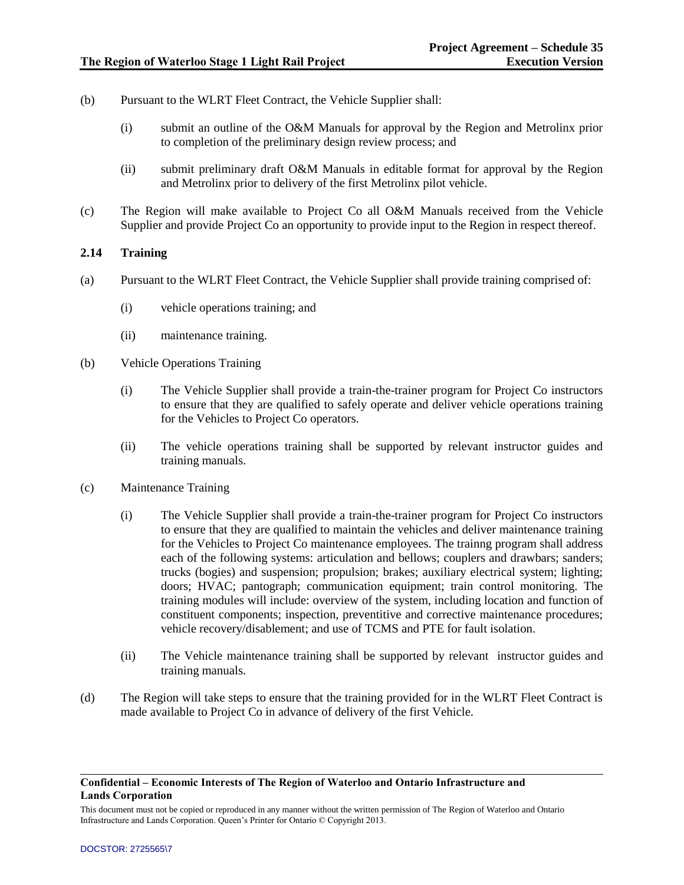(b) Pursuant to the WLRT Fleet Contract, the Vehicle Supplier shall:

(i) submit an outline of the O&M Manuals for approval by the Region and Metrolinx prior to completion of the preliminary design review process; and

(ii) submit preliminary draft O&M Manuals in editable format for approval by the Region and Metrolinx prior to delivery of the first Metrolinx pilot vehicle.

(c) The Region will make available to Project Co all O&M Manuals received from the Vehicle Supplier and provide Project Co an opportunity to provide input to the Region in respect thereof.

### 2.14 Training

(a) Pursuant to the WLRT Fleet Contract, the Vehicle Supplier shall provide training comprised of:

(i) vehicle operations training; and

(ii) maintenance training.

(b) Vehicle Operations Training

(i) The Vehicle Supplier shall provide a train-the-trainer program for Project Co instructors to ensure that they are qualified to safely operate and deliver vehicle operations training for the Vehicles to Project Co operators.

(ii) The vehicle operations training shall be supported by relevant instructor guides and training manuals.

(c) Maintenance Training

(i) The Vehicle Supplier shall provide a train-the-trainer program for Project Co instructors to ensure that they are qualified to maintain the vehicles and deliver maintenance training for the Vehicles to Project Co maintenance employees. The trainng program shall address each of the following systems: articulation and bellows; couplers and drawbars; sanders; trucks (bogies) and suspension; propulsion; brakes; auxiliary electrical system; lighting; doors; HVAC; pantograph; communication equipment; train control monitoring. The training modules will include: overview of the system, including location and function of constituent components; inspection, preventitive and corrective maintenance procedures; vehicle recovery/disablement; and use of TCMS and PTE for fault isolation.

(ii) The Vehicle maintenance training shall be supported by relevant instructor guides and training manuals.

(d) The Region will take steps to ensure that the training provided for in the WLRT Fleet Contract is made available to Project Co in advance of delivery of the first Vehicle.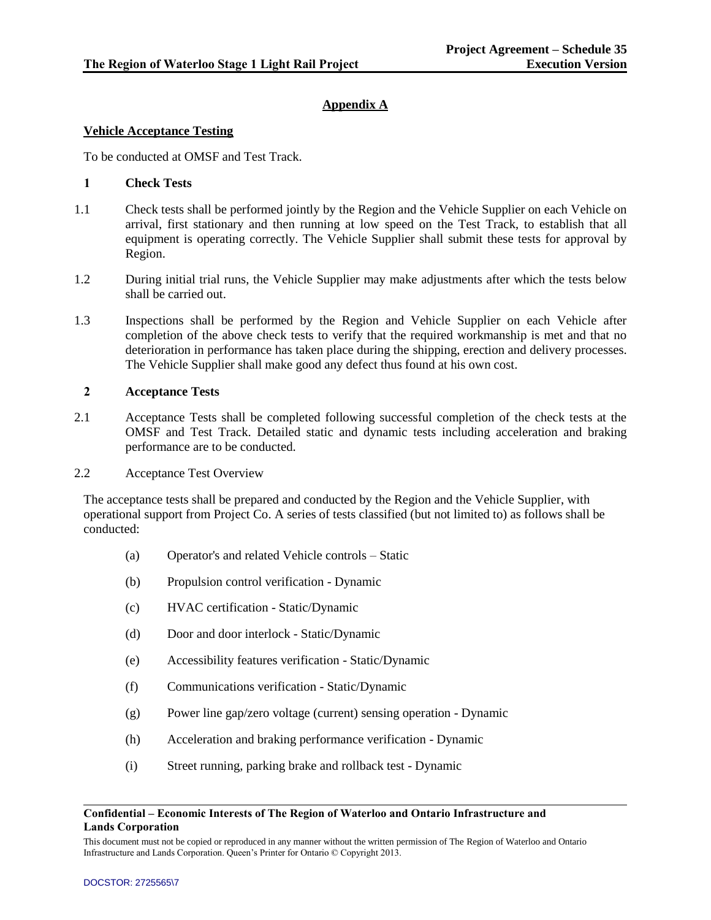## Appendix A

### Vehicle Acceptance Testing

To be conducted at OMSF and Test Track.

**1 Check Tests**

1.1 Check tests shall be performed jointly by the Region and the Vehicle Supplier on each Vehicle on arrival, first stationary and then running at low speed on the Test Track, to establish that all equipment is operating correctly. The Vehicle Supplier shall submit these tests for approval by Region.

1.2 During initial trial runs, the Vehicle Supplier may make adjustments after which the tests below shall be carried out.

1.3 Inspections shall be performed by the Region and Vehicle Supplier on each Vehicle after completion of the above check tests to verify that the required workmanship is met and that no deterioration in performance has taken place during the shipping, erection and delivery processes. The Vehicle Supplier shall make good any defect thus found at his own cost.

**2 Acceptance Tests**

2.1 Acceptance Tests shall be completed following successful completion of the check tests at the OMSF and Test Track. Detailed static and dynamic tests including acceleration and braking performance are to be conducted.

2.2 Acceptance Test Overview

The acceptance tests shall be prepared and conducted by the Region and the Vehicle Supplier, with operational support from Project Co. A series of tests classified (but not limited to) as follows shall be conducted:

(a) Operator's and related Vehicle controls – Static

(b) Propulsion control verification - Dynamic

(c) HVAC certification - Static/Dynamic

(d) Door and door interlock - Static/Dynamic

(e) Accessibility features verification - Static/Dynamic

(f) Communications verification - Static/Dynamic

(g) Power line gap/zero voltage (current) sensing operation - Dynamic

(h) Acceleration and braking performance verification - Dynamic

(i) Street running, parking brake and rollback test - Dynamic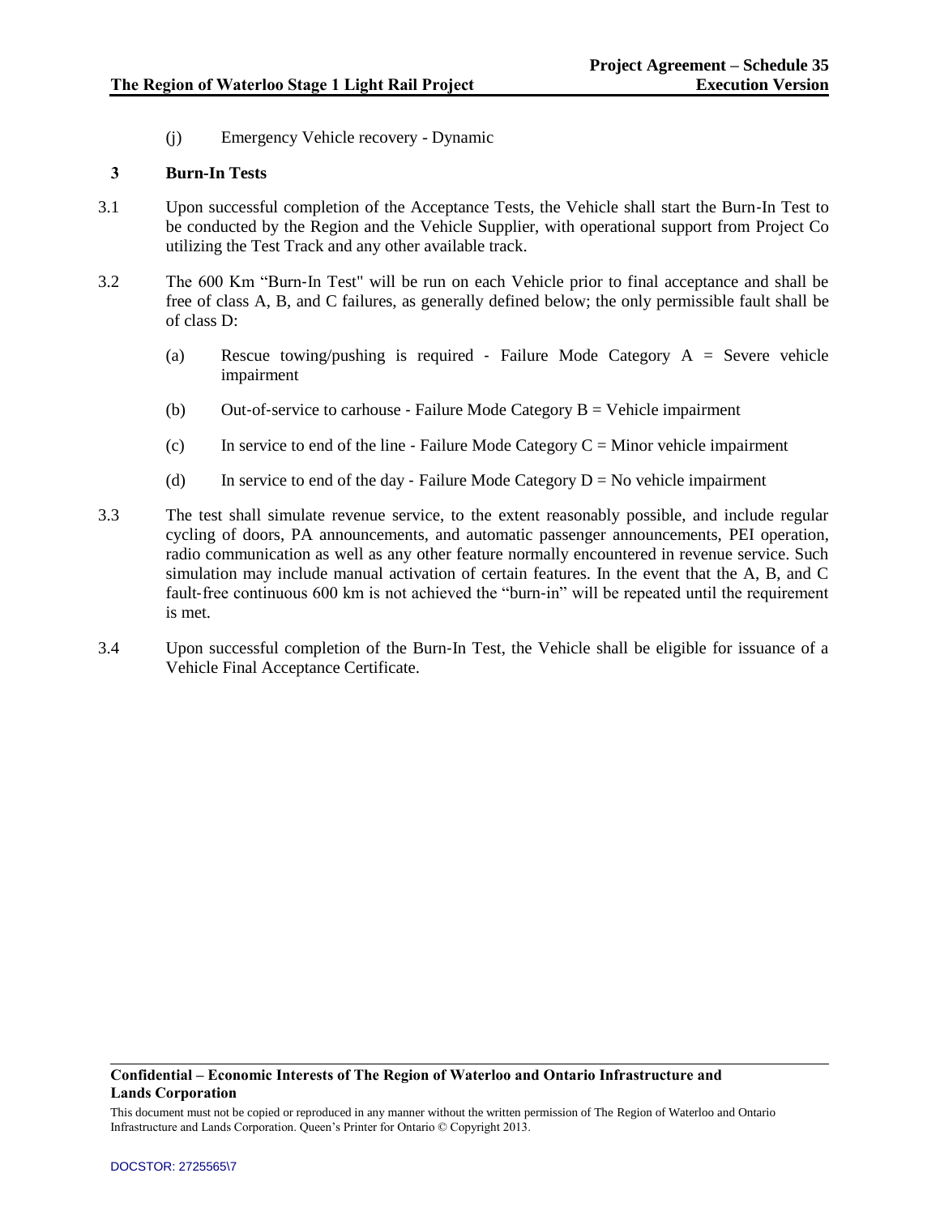(j) Emergency Vehicle recovery - Dynamic

## 3 Burn-In Tests

3.1 Upon successful completion of the Acceptance Tests, the Vehicle shall start the Burn-In Test to be conducted by the Region and the Vehicle Supplier, with operational support from Project Co utilizing the Test Track and any other available track.

3.2 The 600 Km "Burn-In Test" will be run on each Vehicle prior to final acceptance and shall be free of class A, B, and C failures, as generally defined below; the only permissible fault shall be of class D:

(a) Rescue towing/pushing is required - Failure Mode Category A = Severe vehicle impairment

(b) Out-of-service to carhouse - Failure Mode Category B = Vehicle impairment

(c) In service to end of the line - Failure Mode Category C = Minor vehicle impairment

(d) In service to end of the day - Failure Mode Category D = No vehicle impairment

3.3 The test shall simulate revenue service, to the extent reasonably possible, and include regular cycling of doors, PA announcements, and automatic passenger announcements, PEI operation, radio communication as well as any other feature normally encountered in revenue service. Such simulation may include manual activation of certain features. In the event that the A, B, and C fault-free continuous 600 km is not achieved the "burn-in" will be repeated until the requirement is met.

3.4 Upon successful completion of the Burn-In Test, the Vehicle shall be eligible for issuance of a Vehicle Final Acceptance Certificate.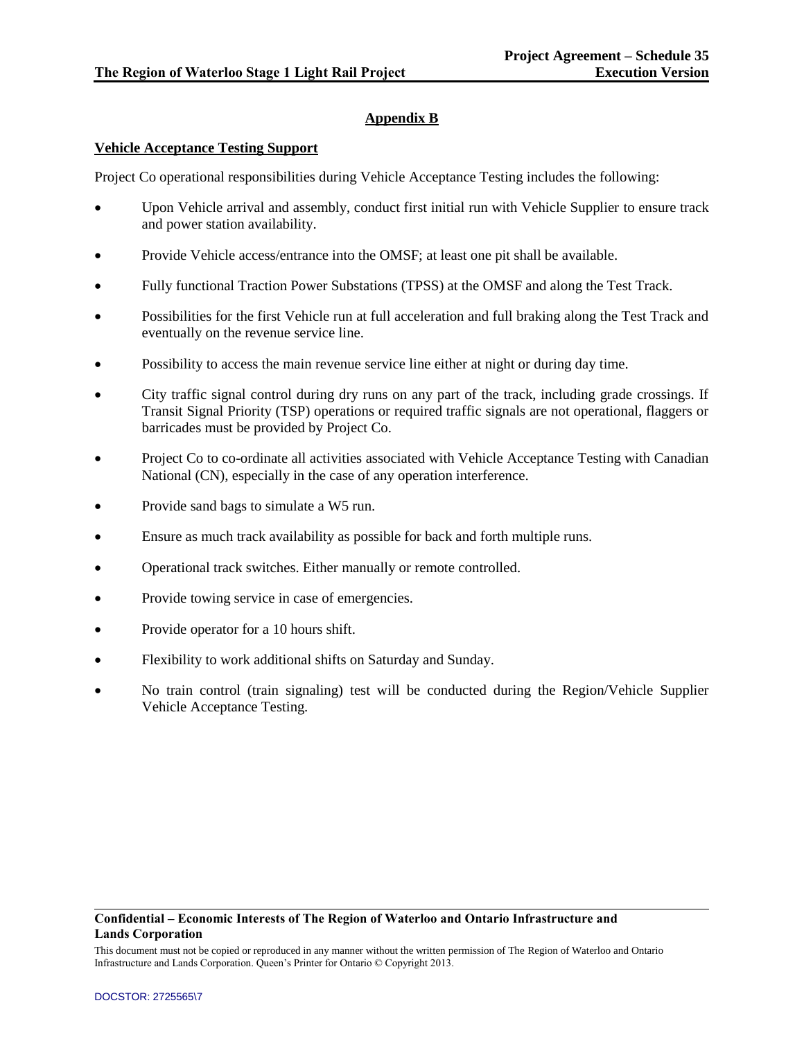## Appendix B

**Vehicle Acceptance Testing Support**

Project Co operational responsibilities during Vehicle Acceptance Testing includes the following:

- Upon Vehicle arrival and assembly, conduct first initial run with Vehicle Supplier to ensure track and power station availability.
- Provide Vehicle access/entrance into the OMSF; at least one pit shall be available.
- Fully functional Traction Power Substations (TPSS) at the OMSF and along the Test Track.
- Possibilities for the first Vehicle run at full acceleration and full braking along the Test Track and eventually on the revenue service line.
- Possibility to access the main revenue service line either at night or during day time.
- City traffic signal control during dry runs on any part of the track, including grade crossings. If Transit Signal Priority (TSP) operations or required traffic signals are not operational, flaggers or barricades must be provided by Project Co.
- Project Co to co-ordinate all activities associated with Vehicle Acceptance Testing with Canadian National (CN), especially in the case of any operation interference.
- Provide sand bags to simulate a W5 run.
- Ensure as much track availability as possible for back and forth multiple runs.
- Operational track switches. Either manually or remote controlled.
- Provide towing service in case of emergencies.
- Provide operator for a 10 hours shift.
- Flexibility to work additional shifts on Saturday and Sunday.
- No train control (train signaling) test will be conducted during the Region/Vehicle Supplier Vehicle Acceptance Testing.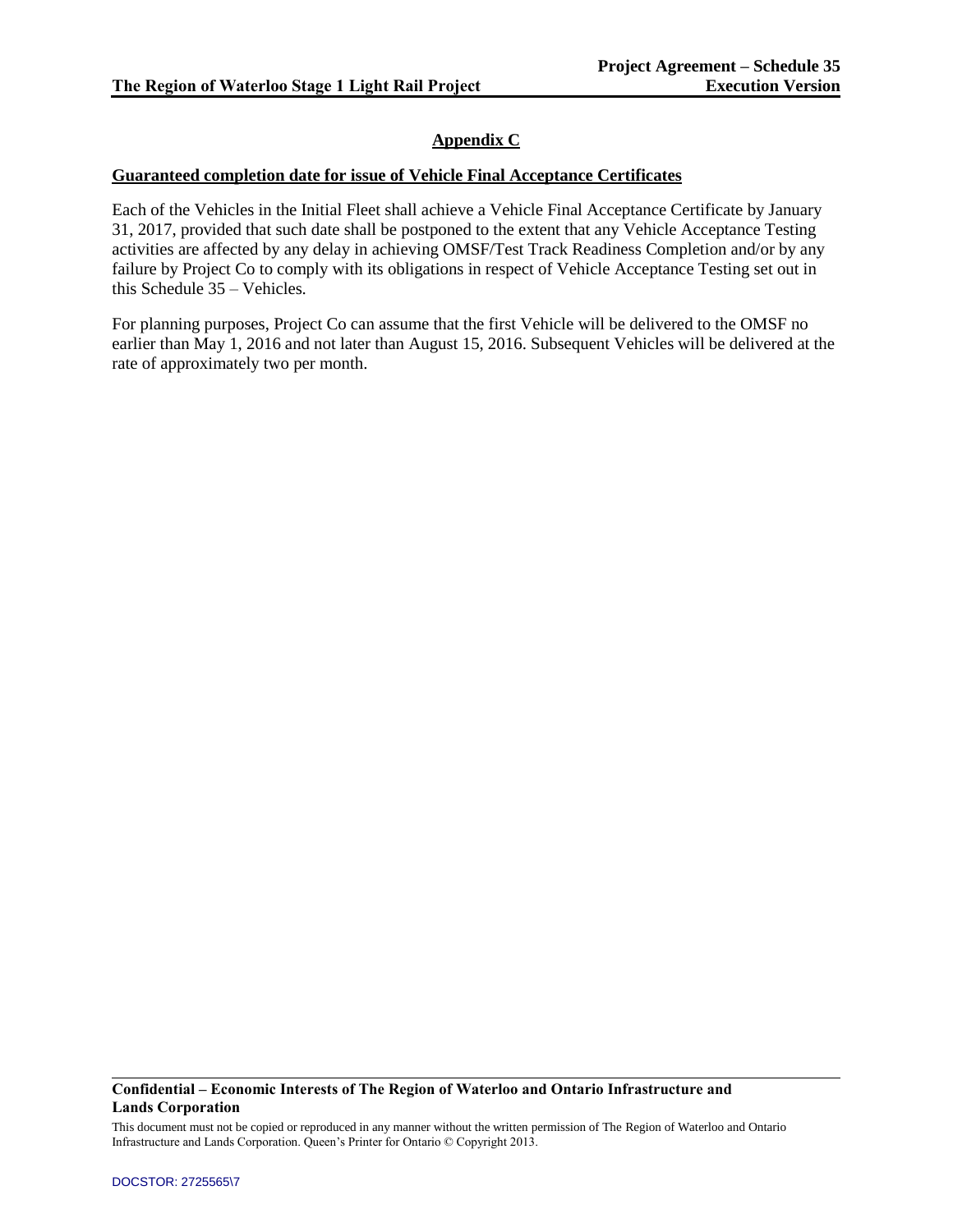## Appendix C

**Guaranteed completion date for issue of Vehicle Final Acceptance Certificates**

Each of the Vehicles in the Initial Fleet shall achieve a Vehicle Final Acceptance Certificate by January 31, 2017, provided that such date shall be postponed to the extent that any Vehicle Acceptance Testing activities are affected by any delay in achieving OMSF/Test Track Readiness Completion and/or by any failure by Project Co to comply with its obligations in respect of Vehicle Acceptance Testing set out in this Schedule 35 – Vehicles.

For planning purposes, Project Co can assume that the first Vehicle will be delivered to the OMSF no earlier than May 1, 2016 and not later than August 15, 2016. Subsequent Vehicles will be delivered at the rate of approximately two per month.